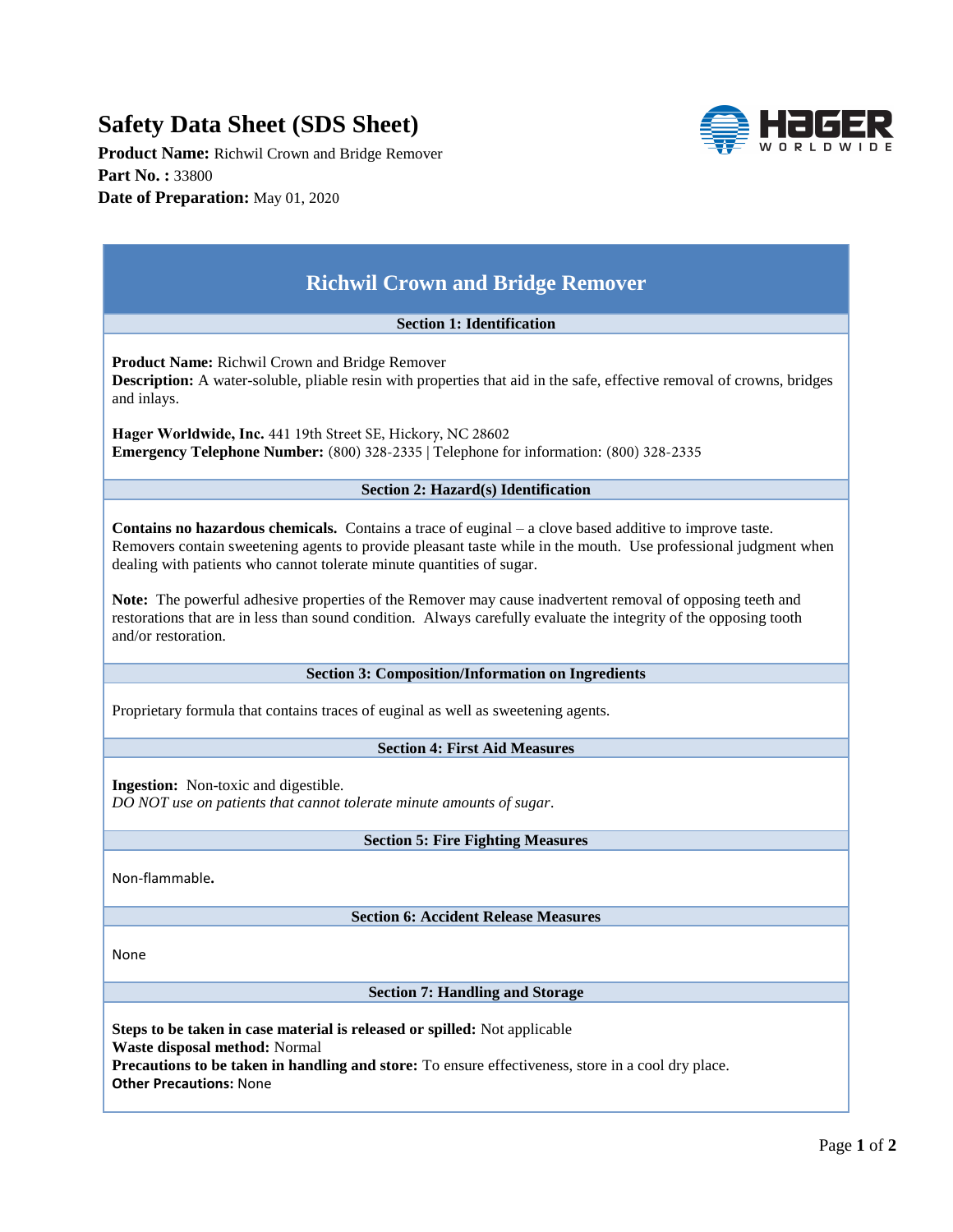# Safety Data Sheet (SDS Sheet)

**Product Name:** Richwil Crown and Bridge Remover
**Part No. :** 33800
**Date of Preparation:** May 01, 2020

## Richwil Crown and Bridge Remover

### Section 1: Identification

**Product Name:** Richwil Crown and Bridge Remover
**Description:** A water-soluble, pliable resin with properties that aid in the safe, effective removal of crowns, bridges and inlays.

**Hager Worldwide, Inc.** 441 19th Street SE, Hickory, NC 28602
**Emergency Telephone Number:** (800) 328-2335 | Telephone for information: (800) 328-2335

### Section 2: Hazard(s) Identification

**Contains no hazardous chemicals.** Contains a trace of euginal – a clove based additive to improve taste. Removers contain sweetening agents to provide pleasant taste while in the mouth. Use professional judgment when dealing with patients who cannot tolerate minute quantities of sugar.

**Note:** The powerful adhesive properties of the Remover may cause inadvertent removal of opposing teeth and restorations that are in less than sound condition. Always carefully evaluate the integrity of the opposing tooth and/or restoration.

### Section 3: Composition/Information on Ingredients

Proprietary formula that contains traces of euginal as well as sweetening agents.

### Section 4: First Aid Measures

**Ingestion:** Non-toxic and digestible.
*DO NOT use on patients that cannot tolerate minute amounts of sugar*.

### Section 5: Fire Fighting Measures

Non-flammable.

### Section 6: Accident Release Measures

None

### Section 7: Handling and Storage

**Steps to be taken in case material is released or spilled:** Not applicable
**Waste disposal method:** Normal
**Precautions to be taken in handling and store:** To ensure effectiveness, store in a cool dry place.
**Other Precautions:** None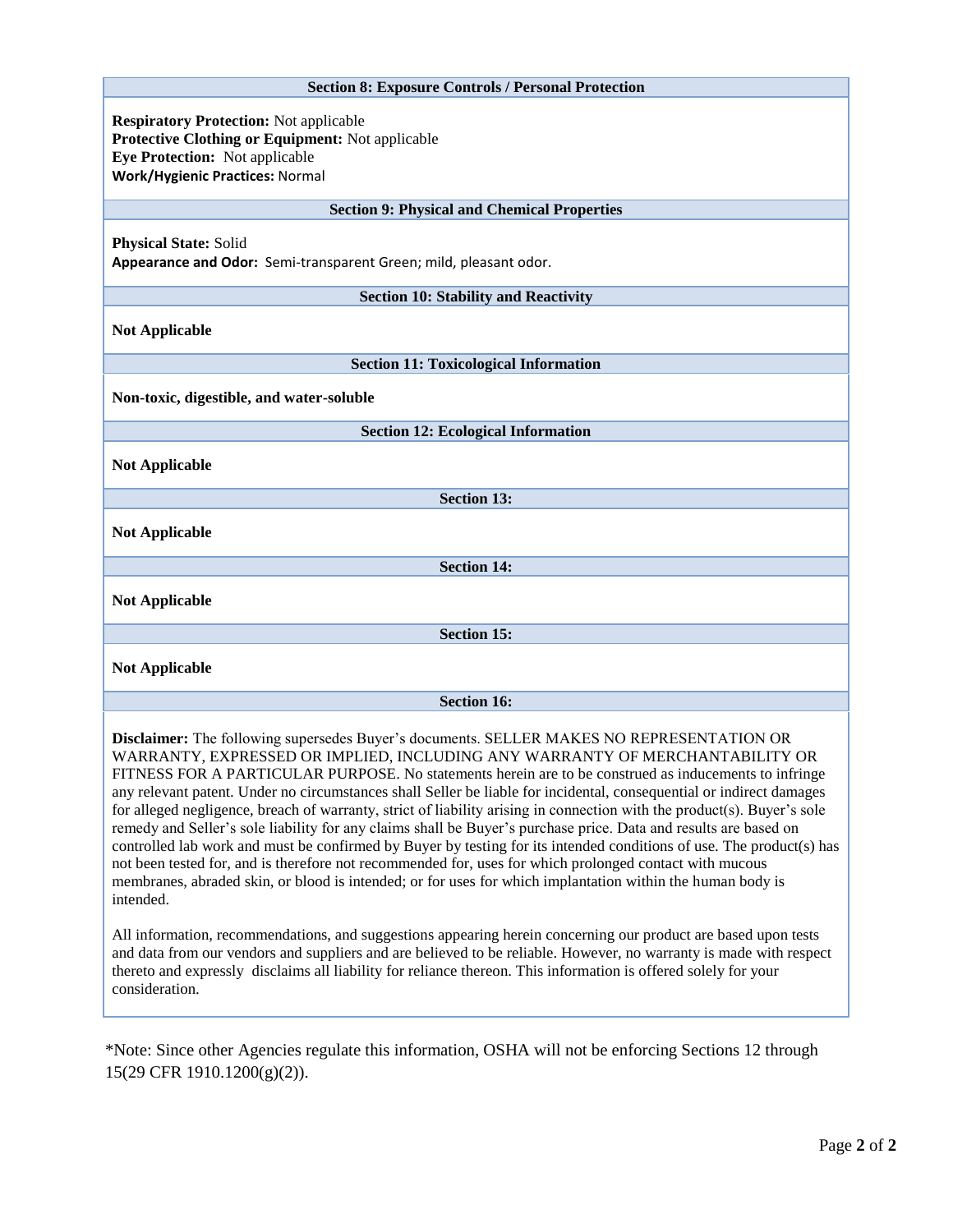## Section 8: Exposure Controls / Personal Protection

**Respiratory Protection:** Not applicable
**Protective Clothing or Equipment:** Not applicable
**Eye Protection:** Not applicable
**Work/Hygienic Practices:** Normal

## Section 9: Physical and Chemical Properties

**Physical State:** Solid
**Appearance and Odor:** Semi-transparent Green; mild, pleasant odor.

## Section 10: Stability and Reactivity

**Not Applicable**

## Section 11: Toxicological Information

**Non-toxic, digestible, and water-soluble**

## Section 12: Ecological Information

**Not Applicable**

## Section 13:

**Not Applicable**

## Section 14:

**Not Applicable**

## Section 15:

**Not Applicable**

## Section 16:

**Disclaimer:** The following supersedes Buyer's documents. SELLER MAKES NO REPRESENTATION OR WARRANTY, EXPRESSED OR IMPLIED, INCLUDING ANY WARRANTY OF MERCHANTABILITY OR FITNESS FOR A PARTICULAR PURPOSE. No statements herein are to be construed as inducements to infringe any relevant patent. Under no circumstances shall Seller be liable for incidental, consequential or indirect damages for alleged negligence, breach of warranty, strict of liability arising in connection with the product(s). Buyer's sole remedy and Seller's sole liability for any claims shall be Buyer's purchase price. Data and results are based on controlled lab work and must be confirmed by Buyer by testing for its intended conditions of use. The product(s) has not been tested for, and is therefore not recommended for, uses for which prolonged contact with mucous membranes, abraded skin, or blood is intended; or for uses for which implantation within the human body is intended.

All information, recommendations, and suggestions appearing herein concerning our product are based upon tests and data from our vendors and suppliers and are believed to be reliable. However, no warranty is made with respect thereto and expressly disclaims all liability for reliance thereon. This information is offered solely for your consideration.

*Note: Since other Agencies regulate this information, OSHA will not be enforcing Sections 12 through 15(29 CFR 1910.1200(g)(2)).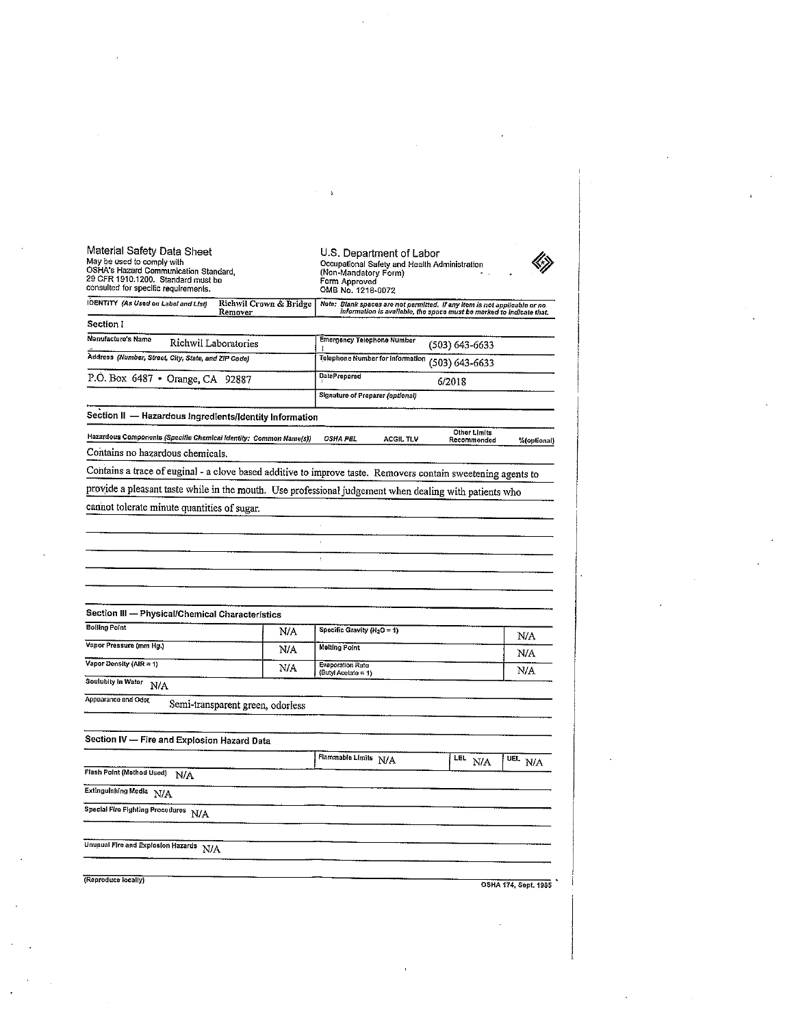Material Safety Data Sheet
May be used to comply with
OSHA's Hazard Communication Standard,
29 CFR 1910.1200. Standard must be
consulted for specific requirements.

U.S. Department of Labor
Occupational Safety and Health Administration
(Non-Mandatory Form)
Form Approved
OMB No. 1218-0072

**IDENTITY** *(As Used on Label and List)* Richwil Crown & Bridge Remover

*Note: Blank spaces are not permitted. If any item is not applicable or no information is available, the space must be marked to indicate that.*

## Section I

| | |
|---|---|
| Manufacture's Name: Richwil Laboratories | Emergency Telephone Number: (503) 643-6633 |
| Address *(Number, Street, City, State, and ZIP Code)*: P.O. Box 6487 • Orange, CA 92887 | Telephone Number for Information: (503) 643-6633 |
| | Date Prepared: 6/2018 |
| | Signature of Preparer *(optional)*: |

## Section II — Hazardous Ingredients/Identity Information

| Hazardous Components *(Specific Chemical Identity: Common Name(s))* | OSHA PEL | ACGIL TLV | Other Limits Recommended | %(optional) |
|---|---|---|---|---|
| Contains no hazardous chemicals. | | | | |

Contains a trace of euginal - a clove based additive to improve taste. Removers contain sweetening agents to provide a pleasant taste while in the mouth. Use professional judgement when dealing with patients who cannot tolerate minute quantities of sugar.

## Section III — Physical/Chemical Characteristics

| | | | |
|---|---|---|---|
| Boiling Point | N/A | Specific Gravity ($H_2O$ = 1) | N/A |
| Vapor Pressure (mm Hg.) | N/A | Melting Point | N/A |
| Vapor Density (AIR = 1) | N/A | Evaporation Rate (Butyl Acetate = 1) | N/A |

Solubility in Water: N/A

Appearance and Odor: Semi-transparent green, odorless

## Section IV — Fire and Explosion Hazard Data

| Flammable Limits | LEL | UEL |
|---|---|---|
| N/A | N/A | N/A |

Flash Point (Method Used): N/A

Extinguishing Media: N/A

Special Fire Fighting Procedures: N/A

Unusual Fire and Explosion Hazards: N/A

(Reproduce locally)

OSHA 174, Sept. 1985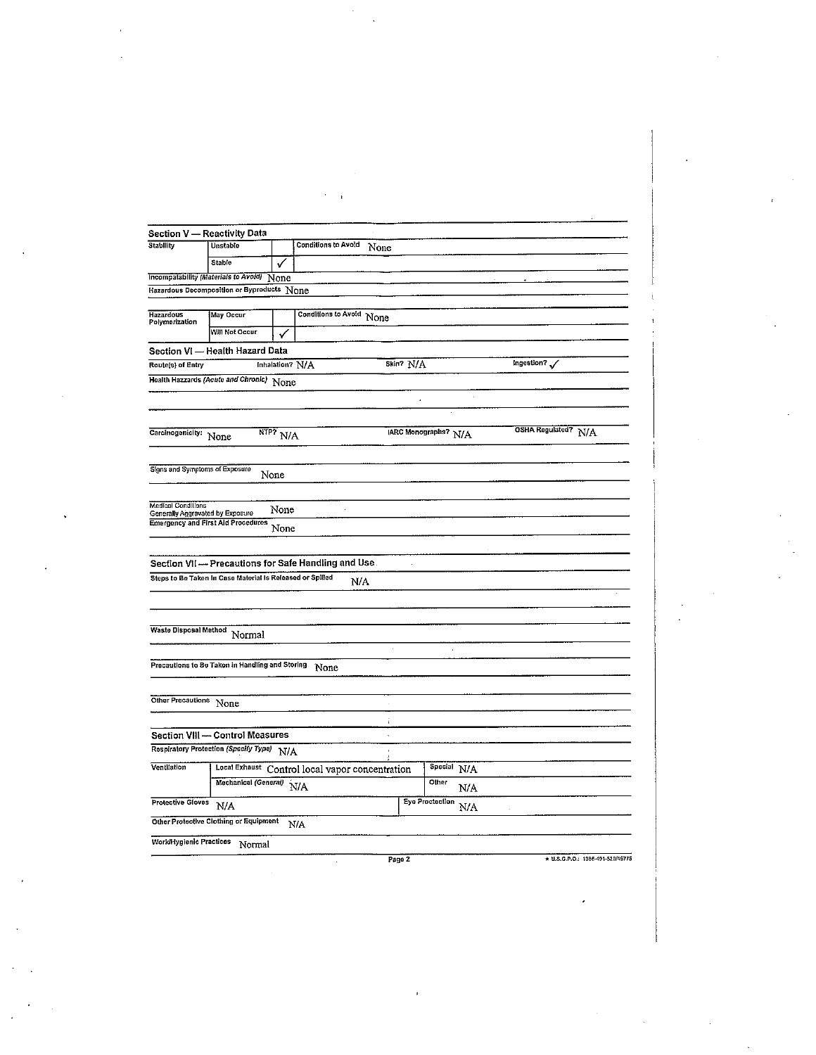## Section V — Reactivity Data

| | | | |
|---|---|---|---|
| Stability | Unstable | | Conditions to Avoid None |
| | Stable | ✓ | |

Incompatability *(Materials to Avoid)* None

Hazardous Decomposition or Byproducts None

| | | | |
|---|---|---|---|
| Hazardous Polymerization | May Occur | | Conditions to Avoid None |
| | Will Not Occur | ✓ | |

## Section VI — Health Hazard Data

| | | | |
|---|---|---|---|
| Route(s) of Entry | Inhalation? N/A | Skin? N/A | Ingestion? ✓ |

Health Hazzards *(Acute and Chronic)* None

| | | | |
|---|---|---|---|
| Carcinogenicity: None | NTP? N/A | IARC Monographs? N/A | OSHA Regulated? N/A |

Signs and Symptoms of Exposure None

Medical Conditions Generally Aggravated by Exposure None

Emergency and First Aid Procedures None

## Section VII — Precautions for Safe Handling and Use

Steps to Be Taken in Case Material Is Released or Spilled N/A

Waste Disposal Method Normal

Precautions to Be Taken in Handling and Storing None

Other Precautions None

## Section VIII — Control Measures

Respiratory Protection *(Specify Type)* N/A

| | | |
|---|---|---|
| Ventilation | Local Exhaust Control local vapor concentration | Special N/A |
| | Mechanical *(General)* N/A | Other N/A |

| | |
|---|---|
| Protective Gloves N/A | Eye Protection N/A |

Other Protective Clothing or Equipment N/A

Work/Hygienic Practices Normal

★ U.S.G.P.O.: 1986-491-529/45775